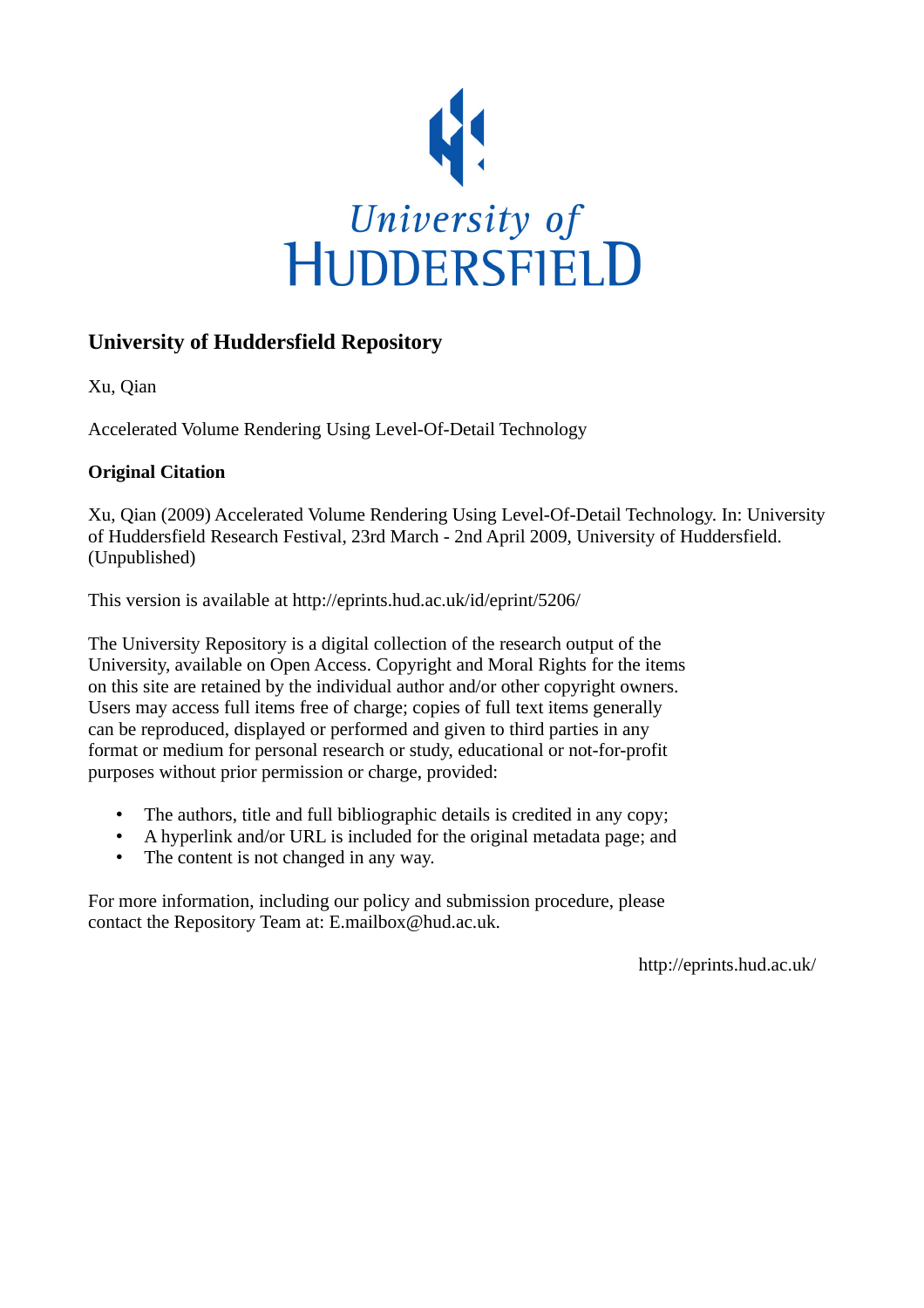University of
HUDDERSFIELD

## University of Huddersfield Repository

Xu, Qian

Accelerated Volume Rendering Using Level-Of-Detail Technology

### Original Citation

Xu, Qian (2009) Accelerated Volume Rendering Using Level-Of-Detail Technology. In: University of Huddersfield Research Festival, 23rd March - 2nd April 2009, University of Huddersfield. (Unpublished)

This version is available at http://eprints.hud.ac.uk/id/eprint/5206/

The University Repository is a digital collection of the research output of the University, available on Open Access. Copyright and Moral Rights for the items on this site are retained by the individual author and/or other copyright owners. Users may access full items free of charge; copies of full text items generally can be reproduced, displayed or performed and given to third parties in any format or medium for personal research or study, educational or not-for-profit purposes without prior permission or charge, provided:

- The authors, title and full bibliographic details is credited in any copy;
- A hyperlink and/or URL is included for the original metadata page; and
- The content is not changed in any way.

For more information, including our policy and submission procedure, please contact the Repository Team at: E.mailbox@hud.ac.uk.

http://eprints.hud.ac.uk/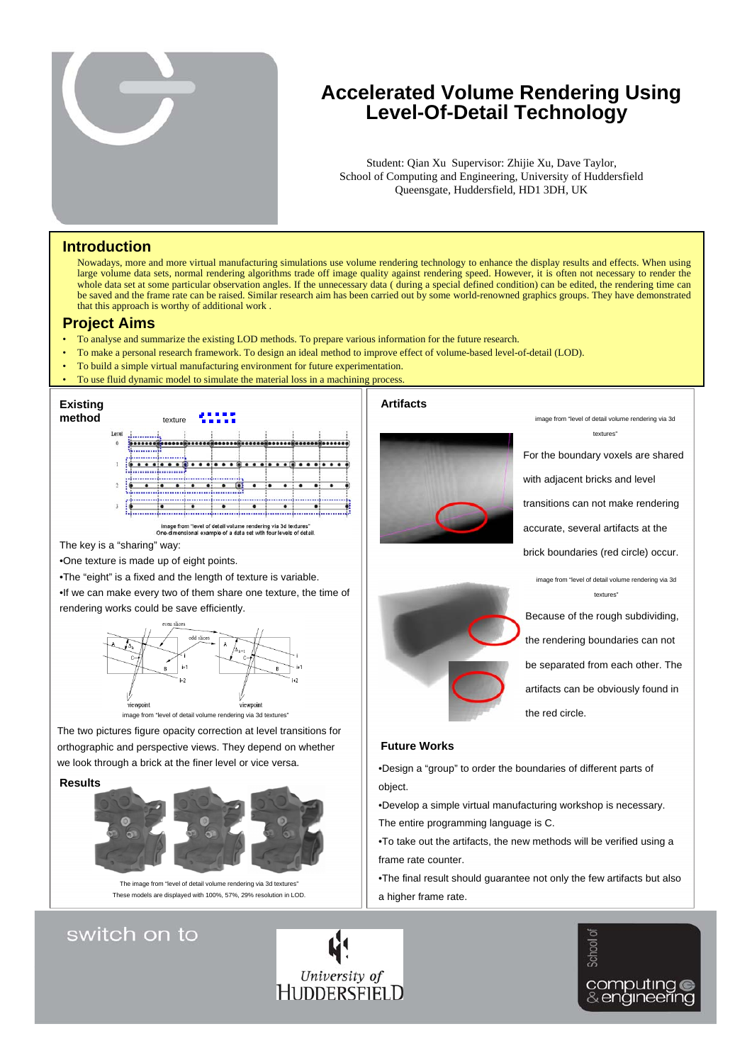# Accelerated Volume Rendering Using Level-Of-Detail Technology

Student: Qian Xu Supervisor: Zhijie Xu, Dave Taylor,
School of Computing and Engineering, University of Huddersfield
Queensgate, Huddersfield, HD1 3DH, UK

## Introduction

Nowadays, more and more virtual manufacturing simulations use volume rendering technology to enhance the display results and effects. When using large volume data sets, normal rendering algorithms trade off image quality against rendering speed. However, it is often not necessary to render the whole data set at some particular observation angles. If the unnecessary data ( during a special defined condition) can be edited, the rendering time can be saved and the frame rate can be raised. Similar research aim has been carried out by some world-renowned graphics groups. They have demonstrated that this approach is worthy of additional work .

## Project Aims

- To analyse and summarize the existing LOD methods. To prepare various information for the future research.
- To make a personal research framework. To design an ideal method to improve effect of volume-based level-of-detail (LOD).
- To build a simple virtual manufacturing environment for future experimentation.
- To use fluid dynamic model to simulate the material loss in a machining process.

## Existing method

texture

Level 0 1 2 3

Image from "level of detail volume rendering via 3d textures"
One-dimensional example of a data set with four levels of detail.

The key is a "sharing" way:

- One texture is made up of eight points.
- The "eight" is a fixed and the length of texture is variable.
- If we can make every two of them share one texture, the time of rendering works could be save efficiently.

even slices
odd slices
A B C i i+1 i+2 $\Delta_k$ $\Delta_{k+1}$
viewpoint viewpoint

image from "level of detail volume rendering via 3d textures"

The two pictures figure opacity correction at level transitions for orthographic and perspective views. They depend on whether we look through a brick at the finer level or vice versa.

### Results

The image from "level of detail volume rendering via 3d textures"
These models are displayed with 100%, 57%, 29% resolution in LOD.

## Artifacts

image from "level of detail volume rendering via 3d textures"

For the boundary voxels are shared with adjacent bricks and level transitions can not make rendering accurate, several artifacts at the brick boundaries (red circle) occur.

image from "level of detail volume rendering via 3d textures"

Because of the rough subdividing, the rendering boundaries can not be separated from each other. The artifacts can be obviously found in the red circle.

## Future Works

- Design a "group" to order the boundaries of different parts of object.
- Develop a simple virtual manufacturing workshop is necessary. The entire programming language is C.
- To take out the artifacts, the new methods will be verified using a frame rate counter.
- The final result should guarantee not only the few artifacts but also a higher frame rate.

switch on to

University of Huddersfield

School of computing & engineering